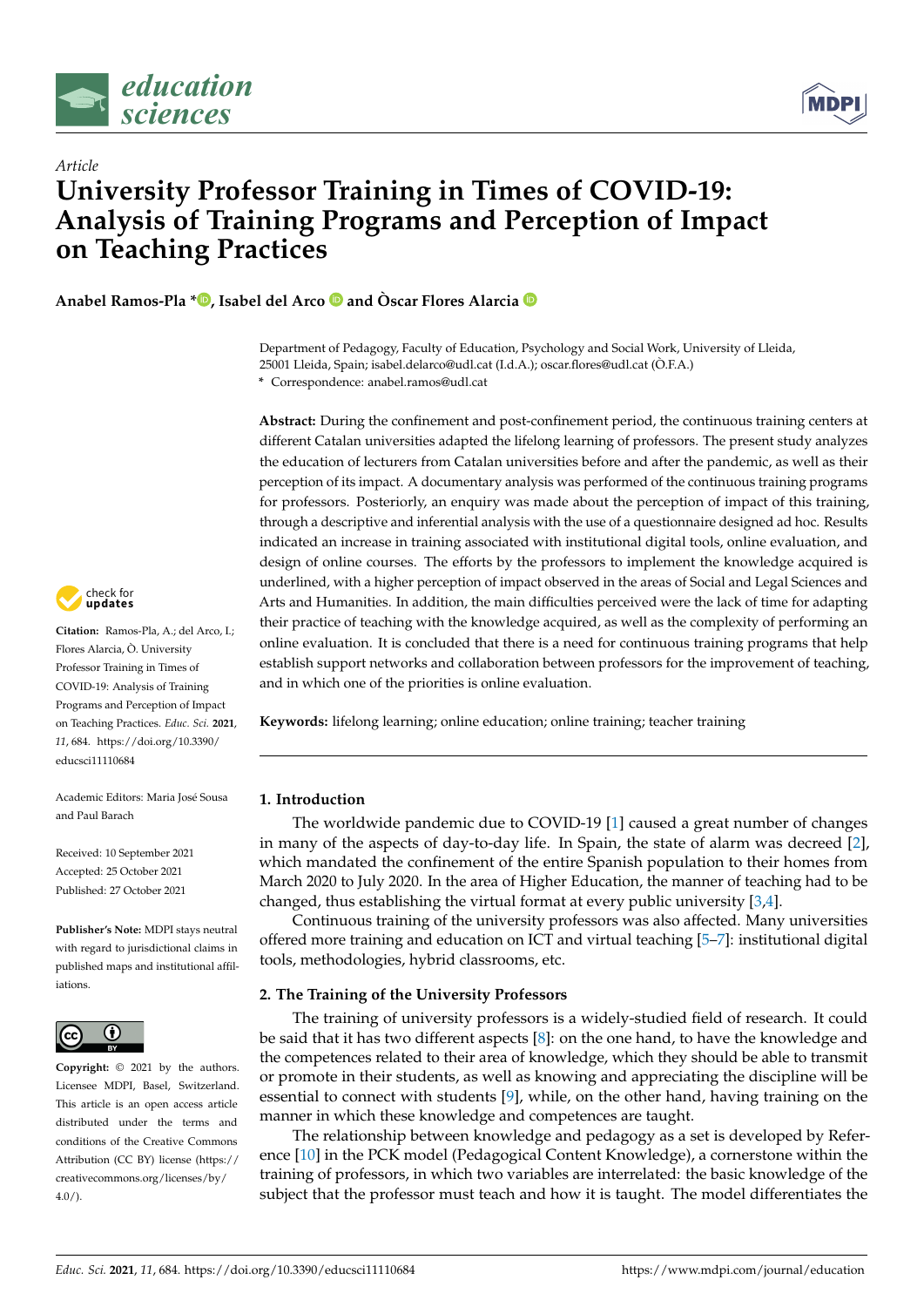*Article*

# University Professor Training in Times of COVID-19: Analysis of Training Programs and Perception of Impact on Teaching Practices

**Anabel Ramos-Pla \*, Isabel del Arco and Òscar Flores Alarcia**

Department of Pedagogy, Faculty of Education, Psychology and Social Work, University of Lleida, 25001 Lleida, Spain; isabel.delarco@udl.cat (I.d.A.); oscar.flores@udl.cat (Ò.F.A.)

\* Correspondence: anabel.ramos@udl.cat

**Abstract:** During the confinement and post-confinement period, the continuous training centers at different Catalan universities adapted the lifelong learning of professors. The present study analyzes the education of lecturers from Catalan universities before and after the pandemic, as well as their perception of its impact. A documentary analysis was performed of the continuous training programs for professors. Posteriorly, an enquiry was made about the perception of impact of this training, through a descriptive and inferential analysis with the use of a questionnaire designed ad hoc. Results indicated an increase in training associated with institutional digital tools, online evaluation, and design of online courses. The efforts by the professors to implement the knowledge acquired is underlined, with a higher perception of impact observed in the areas of Social and Legal Sciences and Arts and Humanities. In addition, the main difficulties perceived were the lack of time for adapting their practice of teaching with the knowledge acquired, as well as the complexity of performing an online evaluation. It is concluded that there is a need for continuous training programs that help establish support networks and collaboration between professors for the improvement of teaching, and in which one of the priorities is online evaluation.

**Keywords:** lifelong learning; online education; online training; teacher training

**Citation:** Ramos-Pla, A.; del Arco, I.; Flores Alarcia, Ò. University Professor Training in Times of COVID-19: Analysis of Training Programs and Perception of Impact on Teaching Practices. *Educ. Sci.* **2021**, *11*, 684. https://doi.org/10.3390/educsci11110684

Academic Editors: Maria José Sousa and Paul Barach

Received: 10 September 2021
Accepted: 25 October 2021
Published: 27 October 2021

**Publisher's Note:** MDPI stays neutral with regard to jurisdictional claims in published maps and institutional affiliations.

**Copyright:** © 2021 by the authors. Licensee MDPI, Basel, Switzerland. This article is an open access article distributed under the terms and conditions of the Creative Commons Attribution (CC BY) license (https://creativecommons.org/licenses/by/4.0/).

## 1. Introduction

The worldwide pandemic due to COVID-19 [1] caused a great number of changes in many of the aspects of day-to-day life. In Spain, the state of alarm was decreed [2], which mandated the confinement of the entire Spanish population to their homes from March 2020 to July 2020. In the area of Higher Education, the manner of teaching had to be changed, thus establishing the virtual format at every public university [3,4].

Continuous training of the university professors was also affected. Many universities offered more training and education on ICT and virtual teaching [5–7]: institutional digital tools, methodologies, hybrid classrooms, etc.

## 2. The Training of the University Professors

The training of university professors is a widely-studied field of research. It could be said that it has two different aspects [8]: on the one hand, to have the knowledge and the competences related to their area of knowledge, which they should be able to transmit or promote in their students, as well as knowing and appreciating the discipline will be essential to connect with students [9], while, on the other hand, having training on the manner in which these knowledge and competences are taught.

The relationship between knowledge and pedagogy as a set is developed by Reference [10] in the PCK model (Pedagogical Content Knowledge), a cornerstone within the training of professors, in which two variables are interrelated: the basic knowledge of the subject that the professor must teach and how it is taught. The model differentiates the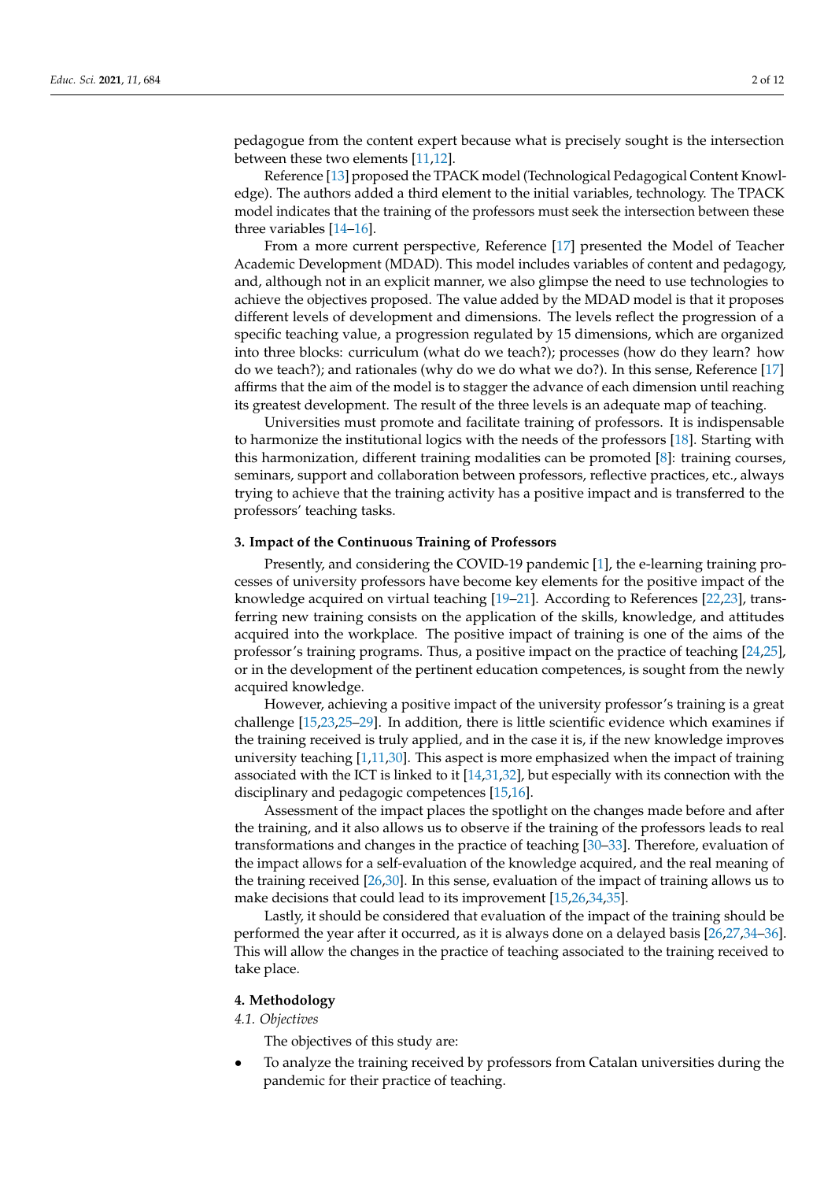pedagogue from the content expert because what is precisely sought is the intersection between these two elements [11,12].

Reference [13] proposed the TPACK model (Technological Pedagogical Content Knowledge). The authors added a third element to the initial variables, technology. The TPACK model indicates that the training of the professors must seek the intersection between these three variables [14–16].

From a more current perspective, Reference [17] presented the Model of Teacher Academic Development (MDAD). This model includes variables of content and pedagogy, and, although not in an explicit manner, we also glimpse the need to use technologies to achieve the objectives proposed. The value added by the MDAD model is that it proposes different levels of development and dimensions. The levels reflect the progression of a specific teaching value, a progression regulated by 15 dimensions, which are organized into three blocks: curriculum (what do we teach?); processes (how do they learn? how do we teach?); and rationales (why do we do what we do?). In this sense, Reference [17] affirms that the aim of the model is to stagger the advance of each dimension until reaching its greatest development. The result of the three levels is an adequate map of teaching.

Universities must promote and facilitate training of professors. It is indispensable to harmonize the institutional logics with the needs of the professors [18]. Starting with this harmonization, different training modalities can be promoted [8]: training courses, seminars, support and collaboration between professors, reflective practices, etc., always trying to achieve that the training activity has a positive impact and is transferred to the professors' teaching tasks.

## 3. Impact of the Continuous Training of Professors

Presently, and considering the COVID-19 pandemic [1], the e-learning training processes of university professors have become key elements for the positive impact of the knowledge acquired on virtual teaching [19–21]. According to References [22,23], transferring new training consists on the application of the skills, knowledge, and attitudes acquired into the workplace. The positive impact of training is one of the aims of the professor's training programs. Thus, a positive impact on the practice of teaching [24,25], or in the development of the pertinent education competences, is sought from the newly acquired knowledge.

However, achieving a positive impact of the university professor's training is a great challenge [15,23,25–29]. In addition, there is little scientific evidence which examines if the training received is truly applied, and in the case it is, if the new knowledge improves university teaching [1,11,30]. This aspect is more emphasized when the impact of training associated with the ICT is linked to it [14,31,32], but especially with its connection with the disciplinary and pedagogic competences [15,16].

Assessment of the impact places the spotlight on the changes made before and after the training, and it also allows us to observe if the training of the professors leads to real transformations and changes in the practice of teaching [30–33]. Therefore, evaluation of the impact allows for a self-evaluation of the knowledge acquired, and the real meaning of the training received [26,30]. In this sense, evaluation of the impact of training allows us to make decisions that could lead to its improvement [15,26,34,35].

Lastly, it should be considered that evaluation of the impact of the training should be performed the year after it occurred, as it is always done on a delayed basis [26,27,34–36]. This will allow the changes in the practice of teaching associated to the training received to take place.

## 4. Methodology

### *4.1. Objectives*

The objectives of this study are:

- To analyze the training received by professors from Catalan universities during the pandemic for their practice of teaching.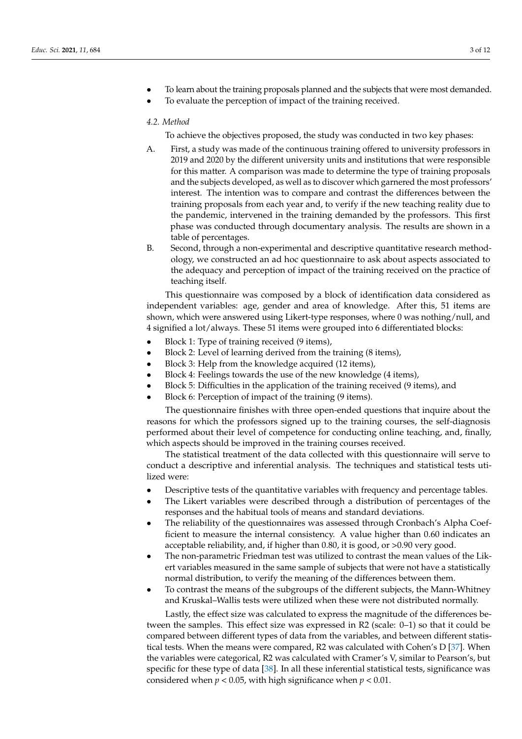- To learn about the training proposals planned and the subjects that were most demanded.
- To evaluate the perception of impact of the training received.

### 4.2. Method

To achieve the objectives proposed, the study was conducted in two key phases:

A. First, a study was made of the continuous training offered to university professors in 2019 and 2020 by the different university units and institutions that were responsible for this matter. A comparison was made to determine the type of training proposals and the subjects developed, as well as to discover which garnered the most professors' interest. The intention was to compare and contrast the differences between the training proposals from each year and, to verify if the new teaching reality due to the pandemic, intervened in the training demanded by the professors. This first phase was conducted through documentary analysis. The results are shown in a table of percentages.

B. Second, through a non-experimental and descriptive quantitative research methodology, we constructed an ad hoc questionnaire to ask about aspects associated to the adequacy and perception of impact of the training received on the practice of teaching itself.

This questionnaire was composed by a block of identification data considered as independent variables: age, gender and area of knowledge. After this, 51 items are shown, which were answered using Likert-type responses, where 0 was nothing/null, and 4 signified a lot/always. These 51 items were grouped into 6 differentiated blocks:

- Block 1: Type of training received (9 items),
- Block 2: Level of learning derived from the training (8 items),
- Block 3: Help from the knowledge acquired (12 items),
- Block 4: Feelings towards the use of the new knowledge (4 items),
- Block 5: Difficulties in the application of the training received (9 items), and
- Block 6: Perception of impact of the training (9 items).

The questionnaire finishes with three open-ended questions that inquire about the reasons for which the professors signed up to the training courses, the self-diagnosis performed about their level of competence for conducting online teaching, and, finally, which aspects should be improved in the training courses received.

The statistical treatment of the data collected with this questionnaire will serve to conduct a descriptive and inferential analysis. The techniques and statistical tests utilized were:

- Descriptive tests of the quantitative variables with frequency and percentage tables.
- The Likert variables were described through a distribution of percentages of the responses and the habitual tools of means and standard deviations.
- The reliability of the questionnaires was assessed through Cronbach's Alpha Coefficient to measure the internal consistency. A value higher than 0.60 indicates an acceptable reliability, and, if higher than 0.80, it is good, or >0.90 very good.
- The non-parametric Friedman test was utilized to contrast the mean values of the Likert variables measured in the same sample of subjects that were not have a statistically normal distribution, to verify the meaning of the differences between them.
- To contrast the means of the subgroups of the different subjects, the Mann-Whitney and Kruskal–Wallis tests were utilized when these were not distributed normally.

Lastly, the effect size was calculated to express the magnitude of the differences between the samples. This effect size was expressed in R2 (scale: 0–1) so that it could be compared between different types of data from the variables, and between different statistical tests. When the means were compared, R2 was calculated with Cohen's D [37]. When the variables were categorical, R2 was calculated with Cramer's V, similar to Pearson's, but specific for these type of data [38]. In all these inferential statistical tests, significance was considered when $p < 0.05$, with high significance when $p < 0.01$.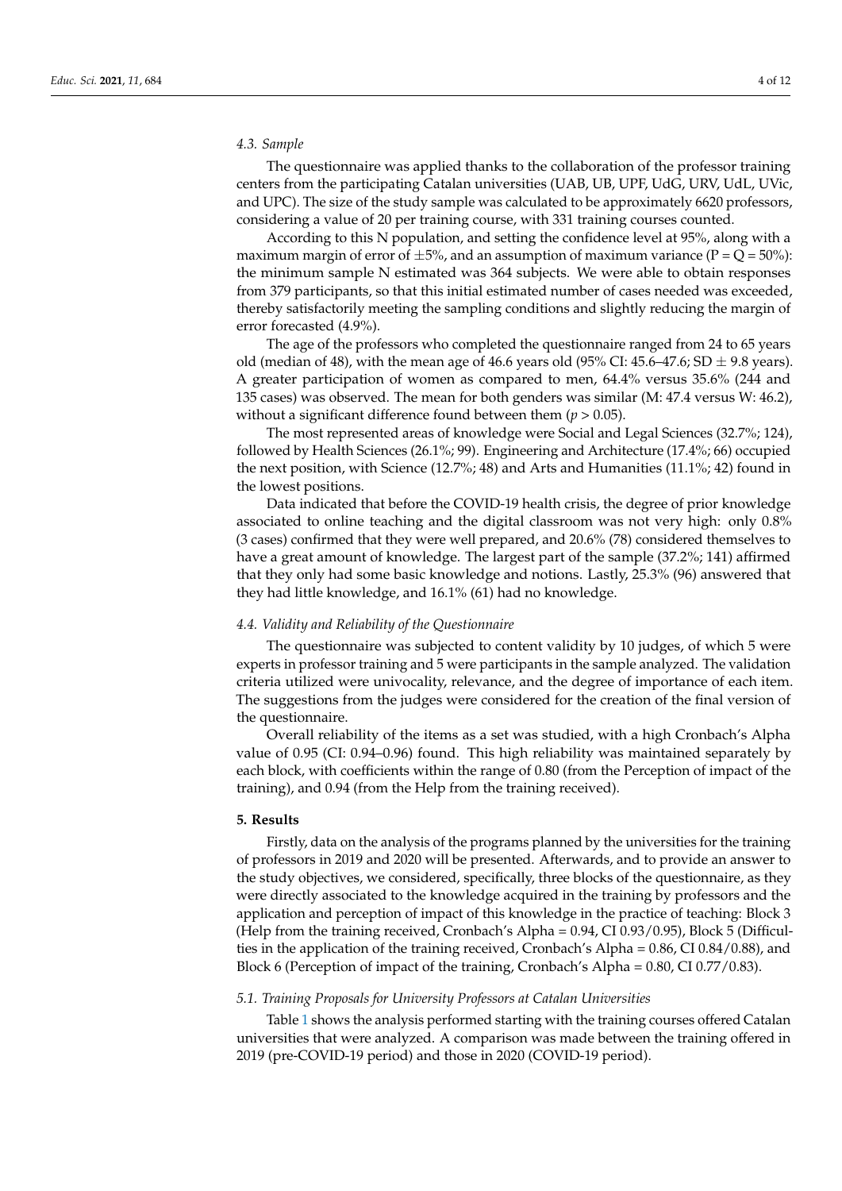### 4.3. Sample

The questionnaire was applied thanks to the collaboration of the professor training centers from the participating Catalan universities (UAB, UB, UPF, UdG, URV, UdL, UVic, and UPC). The size of the study sample was calculated to be approximately 6620 professors, considering a value of 20 per training course, with 331 training courses counted.

According to this N population, and setting the confidence level at 95%, along with a maximum margin of error of ±5%, and an assumption of maximum variance (P = Q = 50%): the minimum sample N estimated was 364 subjects. We were able to obtain responses from 379 participants, so that this initial estimated number of cases needed was exceeded, thereby satisfactorily meeting the sampling conditions and slightly reducing the margin of error forecasted (4.9%).

The age of the professors who completed the questionnaire ranged from 24 to 65 years old (median of 48), with the mean age of 46.6 years old (95% CI: 45.6–47.6; SD ± 9.8 years). A greater participation of women as compared to men, 64.4% versus 35.6% (244 and 135 cases) was observed. The mean for both genders was similar (M: 47.4 versus W: 46.2), without a significant difference found between them ($p > 0.05$).

The most represented areas of knowledge were Social and Legal Sciences (32.7%; 124), followed by Health Sciences (26.1%; 99). Engineering and Architecture (17.4%; 66) occupied the next position, with Science (12.7%; 48) and Arts and Humanities (11.1%; 42) found in the lowest positions.

Data indicated that before the COVID-19 health crisis, the degree of prior knowledge associated to online teaching and the digital classroom was not very high: only 0.8% (3 cases) confirmed that they were well prepared, and 20.6% (78) considered themselves to have a great amount of knowledge. The largest part of the sample (37.2%; 141) affirmed that they only had some basic knowledge and notions. Lastly, 25.3% (96) answered that they had little knowledge, and 16.1% (61) had no knowledge.

### 4.4. Validity and Reliability of the Questionnaire

The questionnaire was subjected to content validity by 10 judges, of which 5 were experts in professor training and 5 were participants in the sample analyzed. The validation criteria utilized were univocality, relevance, and the degree of importance of each item. The suggestions from the judges were considered for the creation of the final version of the questionnaire.

Overall reliability of the items as a set was studied, with a high Cronbach's Alpha value of 0.95 (CI: 0.94–0.96) found. This high reliability was maintained separately by each block, with coefficients within the range of 0.80 (from the Perception of impact of the training), and 0.94 (from the Help from the training received).

## 5. Results

Firstly, data on the analysis of the programs planned by the universities for the training of professors in 2019 and 2020 will be presented. Afterwards, and to provide an answer to the study objectives, we considered, specifically, three blocks of the questionnaire, as they were directly associated to the knowledge acquired in the training by professors and the application and perception of impact of this knowledge in the practice of teaching: Block 3 (Help from the training received, Cronbach's Alpha = 0.94, CI 0.93/0.95), Block 5 (Difficulties in the application of the training received, Cronbach's Alpha = 0.86, CI 0.84/0.88), and Block 6 (Perception of impact of the training, Cronbach's Alpha = 0.80, CI 0.77/0.83).

### 5.1. Training Proposals for University Professors at Catalan Universities

Table 1 shows the analysis performed starting with the training courses offered Catalan universities that were analyzed. A comparison was made between the training offered in 2019 (pre-COVID-19 period) and those in 2020 (COVID-19 period).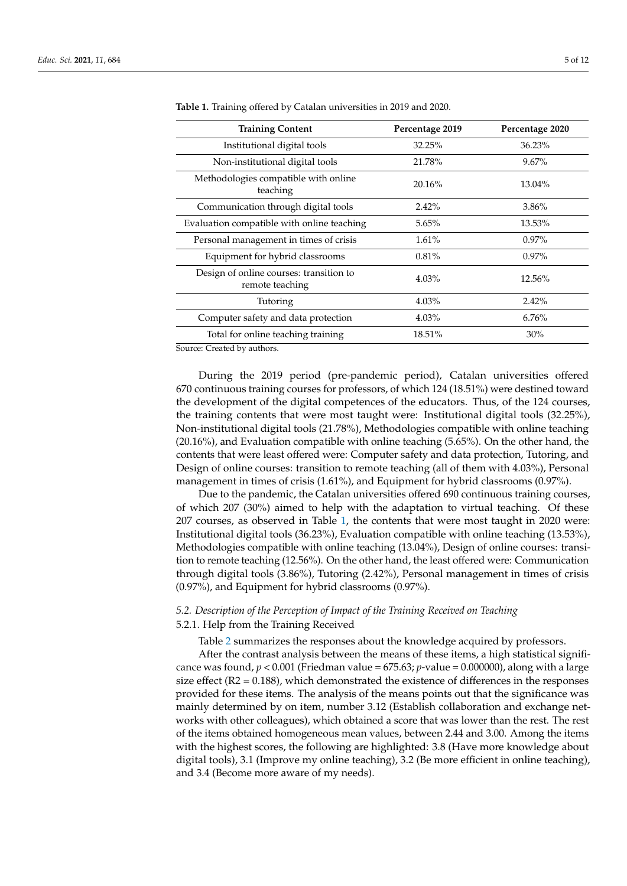**Table 1.** Training offered by Catalan universities in 2019 and 2020.

| Training Content | Percentage 2019 | Percentage 2020 |
| --- | --- | --- |
| Institutional digital tools | 32.25% | 36.23% |
| Non-institutional digital tools | 21.78% | 9.67% |
| Methodologies compatible with online teaching | 20.16% | 13.04% |
| Communication through digital tools | 2.42% | 3.86% |
| Evaluation compatible with online teaching | 5.65% | 13.53% |
| Personal management in times of crisis | 1.61% | 0.97% |
| Equipment for hybrid classrooms | 0.81% | 0.97% |
| Design of online courses: transition to remote teaching | 4.03% | 12.56% |
| Tutoring | 4.03% | 2.42% |
| Computer safety and data protection | 4.03% | 6.76% |
| Total for online teaching training | 18.51% | 30% |

Source: Created by authors.

During the 2019 period (pre-pandemic period), Catalan universities offered 670 continuous training courses for professors, of which 124 (18.51%) were destined toward the development of the digital competences of the educators. Thus, of the 124 courses, the training contents that were most taught were: Institutional digital tools (32.25%), Non-institutional digital tools (21.78%), Methodologies compatible with online teaching (20.16%), and Evaluation compatible with online teaching (5.65%). On the other hand, the contents that were least offered were: Computer safety and data protection, Tutoring, and Design of online courses: transition to remote teaching (all of them with 4.03%), Personal management in times of crisis (1.61%), and Equipment for hybrid classrooms (0.97%).

Due to the pandemic, the Catalan universities offered 690 continuous training courses, of which 207 (30%) aimed to help with the adaptation to virtual teaching. Of these 207 courses, as observed in Table 1, the contents that were most taught in 2020 were: Institutional digital tools (36.23%), Evaluation compatible with online teaching (13.53%), Methodologies compatible with online teaching (13.04%), Design of online courses: transition to remote teaching (12.56%). On the other hand, the least offered were: Communication through digital tools (3.86%), Tutoring (2.42%), Personal management in times of crisis (0.97%), and Equipment for hybrid classrooms (0.97%).

### *5.2. Description of the Perception of Impact of the Training Received on Teaching*

#### 5.2.1. Help from the Training Received

Table 2 summarizes the responses about the knowledge acquired by professors.

After the contrast analysis between the means of these items, a high statistical significance was found, $p < 0.001$ (Friedman value = 675.63; $p$-value = 0.000000), along with a large size effect (R2 = 0.188), which demonstrated the existence of differences in the responses provided for these items. The analysis of the means points out that the significance was mainly determined by on item, number 3.12 (Establish collaboration and exchange networks with other colleagues), which obtained a score that was lower than the rest. The rest of the items obtained homogeneous mean values, between 2.44 and 3.00. Among the items with the highest scores, the following are highlighted: 3.8 (Have more knowledge about digital tools), 3.1 (Improve my online teaching), 3.2 (Be more efficient in online teaching), and 3.4 (Become more aware of my needs).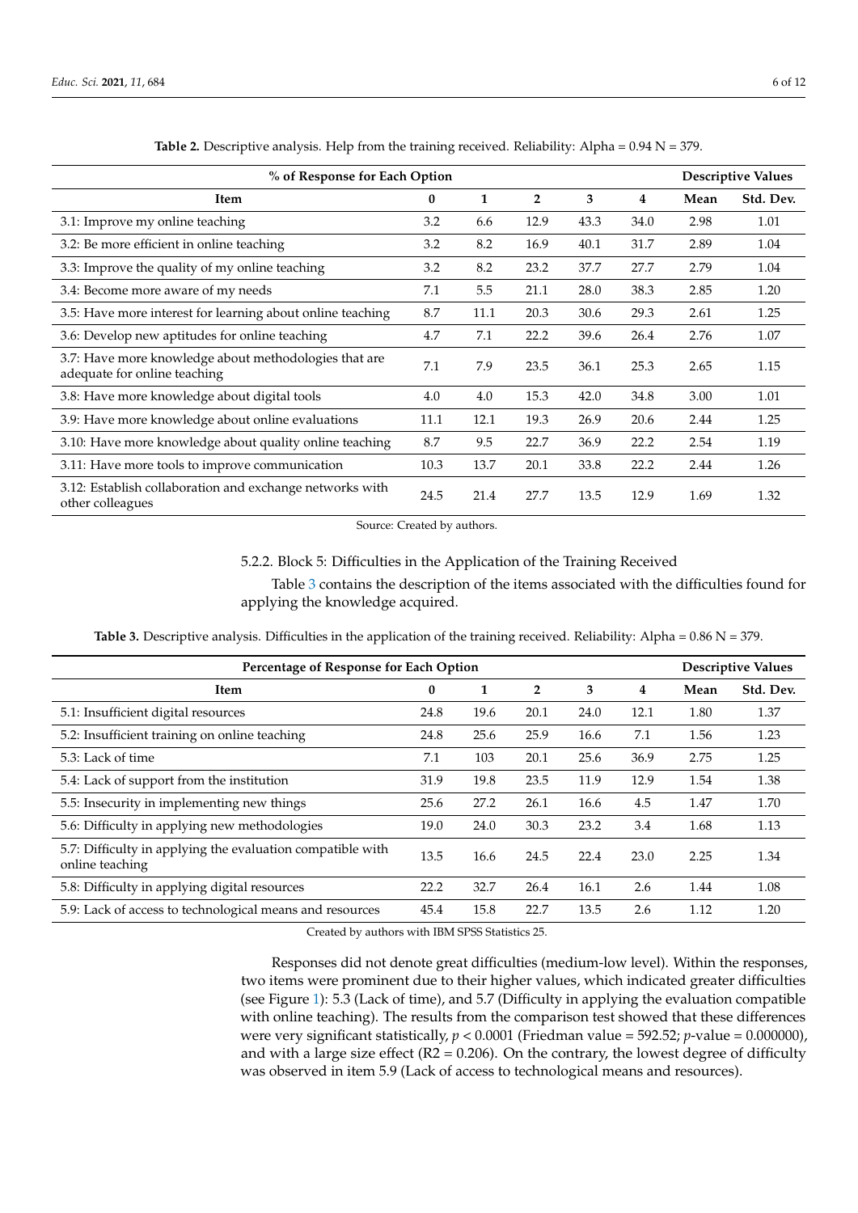**Table 2.** Descriptive analysis. Help from the training received. Reliability: Alpha = 0.94 N = 379.

| % of Response for Each Option | | | | | | Descriptive Values | |
|---|---|---|---|---|---|---|---|
| **Item** | **0** | **1** | **2** | **3** | **4** | **Mean** | **Std. Dev.** |
| 3.1: Improve my online teaching | 3.2 | 6.6 | 12.9 | 43.3 | 34.0 | 2.98 | 1.01 |
| 3.2: Be more efficient in online teaching | 3.2 | 8.2 | 16.9 | 40.1 | 31.7 | 2.89 | 1.04 |
| 3.3: Improve the quality of my online teaching | 3.2 | 8.2 | 23.2 | 37.7 | 27.7 | 2.79 | 1.04 |
| 3.4: Become more aware of my needs | 7.1 | 5.5 | 21.1 | 28.0 | 38.3 | 2.85 | 1.20 |
| 3.5: Have more interest for learning about online teaching | 8.7 | 11.1 | 20.3 | 30.6 | 29.3 | 2.61 | 1.25 |
| 3.6: Develop new aptitudes for online teaching | 4.7 | 7.1 | 22.2 | 39.6 | 26.4 | 2.76 | 1.07 |
| 3.7: Have more knowledge about methodologies that are adequate for online teaching | 7.1 | 7.9 | 23.5 | 36.1 | 25.3 | 2.65 | 1.15 |
| 3.8: Have more knowledge about digital tools | 4.0 | 4.0 | 15.3 | 42.0 | 34.8 | 3.00 | 1.01 |
| 3.9: Have more knowledge about online evaluations | 11.1 | 12.1 | 19.3 | 26.9 | 20.6 | 2.44 | 1.25 |
| 3.10: Have more knowledge about quality online teaching | 8.7 | 9.5 | 22.7 | 36.9 | 22.2 | 2.54 | 1.19 |
| 3.11: Have more tools to improve communication | 10.3 | 13.7 | 20.1 | 33.8 | 22.2 | 2.44 | 1.26 |
| 3.12: Establish collaboration and exchange networks with other colleagues | 24.5 | 21.4 | 27.7 | 13.5 | 12.9 | 1.69 | 1.32 |

Source: Created by authors.

#### 5.2.2. Block 5: Difficulties in the Application of the Training Received

Table 3 contains the description of the items associated with the difficulties found for applying the knowledge acquired.

**Table 3.** Descriptive analysis. Difficulties in the application of the training received. Reliability: Alpha = 0.86 N = 379.

| Percentage of Response for Each Option | | | | | | Descriptive Values | |
|---|---|---|---|---|---|---|---|
| **Item** | **0** | **1** | **2** | **3** | **4** | **Mean** | **Std. Dev.** |
| 5.1: Insufficient digital resources | 24.8 | 19.6 | 20.1 | 24.0 | 12.1 | 1.80 | 1.37 |
| 5.2: Insufficient training on online teaching | 24.8 | 25.6 | 25.9 | 16.6 | 7.1 | 1.56 | 1.23 |
| 5.3: Lack of time | 7.1 | 103 | 20.1 | 25.6 | 36.9 | 2.75 | 1.25 |
| 5.4: Lack of support from the institution | 31.9 | 19.8 | 23.5 | 11.9 | 12.9 | 1.54 | 1.38 |
| 5.5: Insecurity in implementing new things | 25.6 | 27.2 | 26.1 | 16.6 | 4.5 | 1.47 | 1.70 |
| 5.6: Difficulty in applying new methodologies | 19.0 | 24.0 | 30.3 | 23.2 | 3.4 | 1.68 | 1.13 |
| 5.7: Difficulty in applying the evaluation compatible with online teaching | 13.5 | 16.6 | 24.5 | 22.4 | 23.0 | 2.25 | 1.34 |
| 5.8: Difficulty in applying digital resources | 22.2 | 32.7 | 26.4 | 16.1 | 2.6 | 1.44 | 1.08 |
| 5.9: Lack of access to technological means and resources | 45.4 | 15.8 | 22.7 | 13.5 | 2.6 | 1.12 | 1.20 |

Created by authors with IBM SPSS Statistics 25.

Responses did not denote great difficulties (medium-low level). Within the responses, two items were prominent due to their higher values, which indicated greater difficulties (see Figure 1): 5.3 (Lack of time), and 5.7 (Difficulty in applying the evaluation compatible with online teaching). The results from the comparison test showed that these differences were very significant statistically, $p < 0.0001$ (Friedman value = 592.52; $p$-value = 0.000000), and with a large size effect ($R2 = 0.206$). On the contrary, the lowest degree of difficulty was observed in item 5.9 (Lack of access to technological means and resources).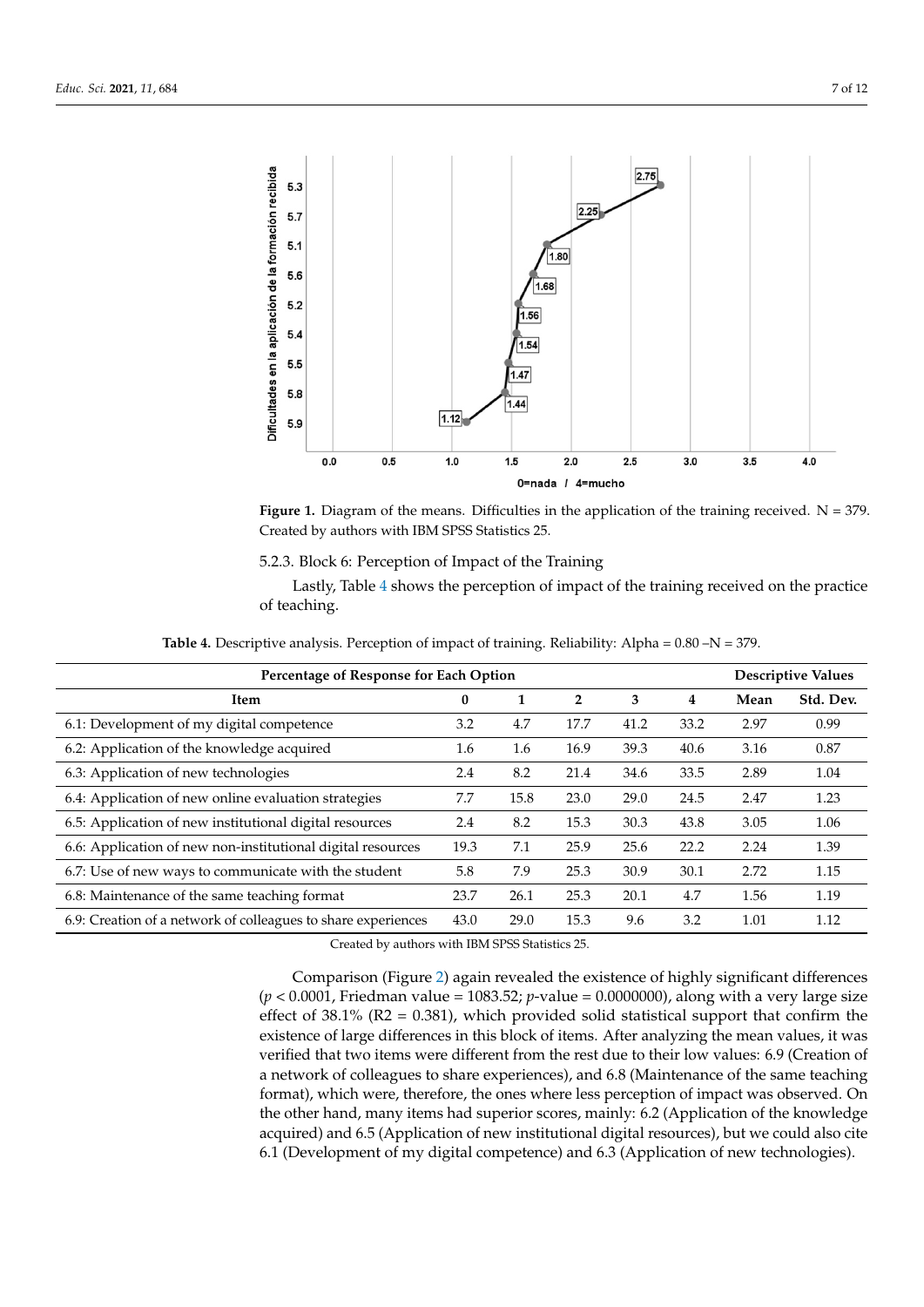Dificultades en la aplicación de la formación recibida

5.3
5.7
5.1
5.6
5.2
5.4
5.5
5.8
5.9

2.75
2.25
1.80
1.68
1.56
1.54
1.47
1.44
1.12

0.0 0.5 1.0 1.5 2.0 2.5 3.0 3.5 4.0

0=nada / 4=mucho

**Figure 1.** Diagram of the means. Difficulties in the application of the training received. N = 379. Created by authors with IBM SPSS Statistics 25.

#### 5.2.3. Block 6: Perception of Impact of the Training

Lastly, Table 4 shows the perception of impact of the training received on the practice of teaching.

**Table 4.** Descriptive analysis. Perception of impact of training. Reliability: Alpha = 0.80 –N = 379.

| Percentage of Response for Each Option | | | | | | Descriptive Values | |
|---|---|---|---|---|---|---|---|
| **Item** | **0** | **1** | **2** | **3** | **4** | **Mean** | **Std. Dev.** |
| 6.1: Development of my digital competence | 3.2 | 4.7 | 17.7 | 41.2 | 33.2 | 2.97 | 0.99 |
| 6.2: Application of the knowledge acquired | 1.6 | 1.6 | 16.9 | 39.3 | 40.6 | 3.16 | 0.87 |
| 6.3: Application of new technologies | 2.4 | 8.2 | 21.4 | 34.6 | 33.5 | 2.89 | 1.04 |
| 6.4: Application of new online evaluation strategies | 7.7 | 15.8 | 23.0 | 29.0 | 24.5 | 2.47 | 1.23 |
| 6.5: Application of new institutional digital resources | 2.4 | 8.2 | 15.3 | 30.3 | 43.8 | 3.05 | 1.06 |
| 6.6: Application of new non-institutional digital resources | 19.3 | 7.1 | 25.9 | 25.6 | 22.2 | 2.24 | 1.39 |
| 6.7: Use of new ways to communicate with the student | 5.8 | 7.9 | 25.3 | 30.9 | 30.1 | 2.72 | 1.15 |
| 6.8: Maintenance of the same teaching format | 23.7 | 26.1 | 25.3 | 20.1 | 4.7 | 1.56 | 1.19 |
| 6.9: Creation of a network of colleagues to share experiences | 43.0 | 29.0 | 15.3 | 9.6 | 3.2 | 1.01 | 1.12 |

Created by authors with IBM SPSS Statistics 25.

Comparison (Figure 2) again revealed the existence of highly significant differences ($p < 0.0001$, Friedman value = 1083.52; $p$-value = 0.0000000), along with a very large size effect of 38.1% ($R2 = 0.381$), which provided solid statistical support that confirm the existence of large differences in this block of items. After analyzing the mean values, it was verified that two items were different from the rest due to their low values: 6.9 (Creation of a network of colleagues to share experiences), and 6.8 (Maintenance of the same teaching format), which were, therefore, the ones where less perception of impact was observed. On the other hand, many items had superior scores, mainly: 6.2 (Application of the knowledge acquired) and 6.5 (Application of new institutional digital resources), but we could also cite 6.1 (Development of my digital competence) and 6.3 (Application of new technologies).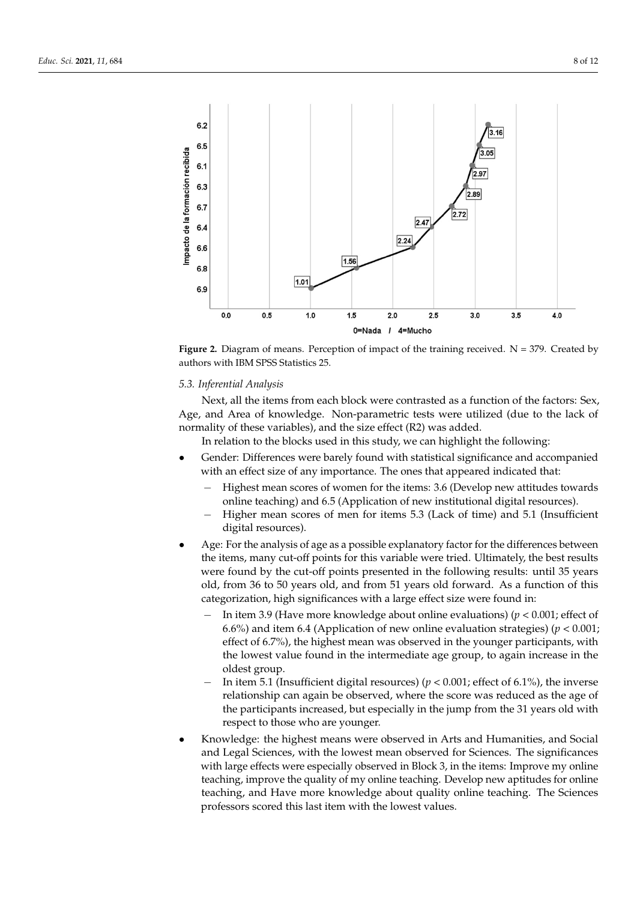Impacto de la formación recibida

6.2
6.5
6.1
6.3
6.7
6.4
6.6
6.8
6.9

3.16
3.05
2.97
2.89
2.72
2.47
2.24
1.56
1.01

0.0 0.5 1.0 1.5 2.0 2.5 3.0 3.5 4.0

0=Nada / 4=Mucho

**Figure 2.** Diagram of means. Perception of impact of the training received. N = 379. Created by authors with IBM SPSS Statistics 25.

### 5.3. Inferential Analysis

Next, all the items from each block were contrasted as a function of the factors: Sex, Age, and Area of knowledge. Non-parametric tests were utilized (due to the lack of normality of these variables), and the size effect (R2) was added.

In relation to the blocks used in this study, we can highlight the following:

- Gender: Differences were barely found with statistical significance and accompanied with an effect size of any importance. The ones that appeared indicated that:
  - Highest mean scores of women for the items: 3.6 (Develop new attitudes towards online teaching) and 6.5 (Application of new institutional digital resources).
  - Higher mean scores of men for items 5.3 (Lack of time) and 5.1 (Insufficient digital resources).
- Age: For the analysis of age as a possible explanatory factor for the differences between the items, many cut-off points for this variable were tried. Ultimately, the best results were found by the cut-off points presented in the following results: until 35 years old, from 36 to 50 years old, and from 51 years old forward. As a function of this categorization, high significances with a large effect size were found in:
  - In item 3.9 (Have more knowledge about online evaluations) ($p < 0.001$; effect of 6.6%) and item 6.4 (Application of new online evaluation strategies) ($p < 0.001$; effect of 6.7%), the highest mean was observed in the younger participants, with the lowest value found in the intermediate age group, to again increase in the oldest group.
  - In item 5.1 (Insufficient digital resources) ($p < 0.001$; effect of 6.1%), the inverse relationship can again be observed, where the score was reduced as the age of the participants increased, but especially in the jump from the 31 years old with respect to those who are younger.
- Knowledge: the highest means were observed in Arts and Humanities, and Social and Legal Sciences, with the lowest mean observed for Sciences. The significances with large effects were especially observed in Block 3, in the items: Improve my online teaching, improve the quality of my online teaching. Develop new aptitudes for online teaching, and Have more knowledge about quality online teaching. The Sciences professors scored this last item with the lowest values.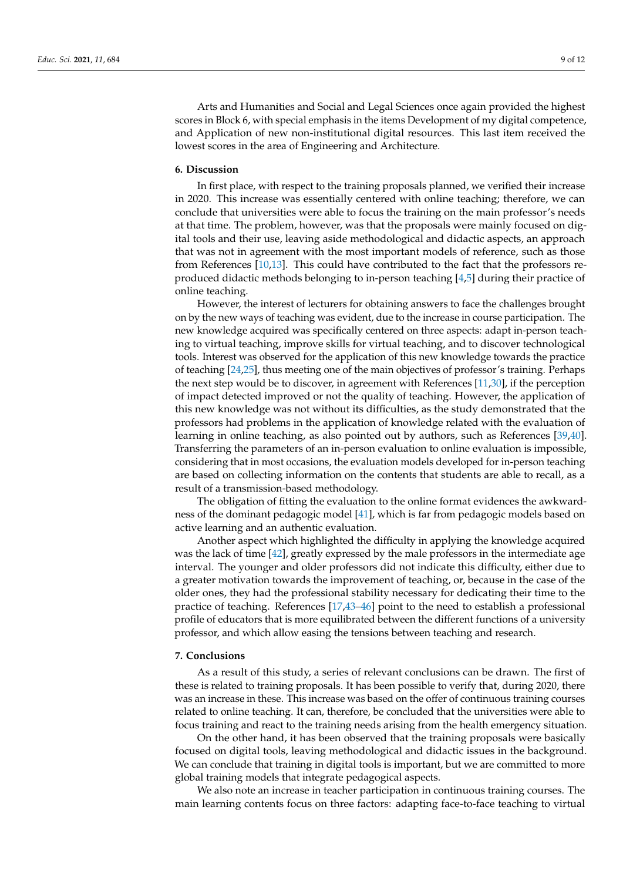Arts and Humanities and Social and Legal Sciences once again provided the highest scores in Block 6, with special emphasis in the items Development of my digital competence, and Application of new non-institutional digital resources. This last item received the lowest scores in the area of Engineering and Architecture.

## 6. Discussion

In first place, with respect to the training proposals planned, we verified their increase in 2020. This increase was essentially centered with online teaching; therefore, we can conclude that universities were able to focus the training on the main professor's needs at that time. The problem, however, was that the proposals were mainly focused on digital tools and their use, leaving aside methodological and didactic aspects, an approach that was not in agreement with the most important models of reference, such as those from References [10,13]. This could have contributed to the fact that the professors reproduced didactic methods belonging to in-person teaching [4,5] during their practice of online teaching.

However, the interest of lecturers for obtaining answers to face the challenges brought on by the new ways of teaching was evident, due to the increase in course participation. The new knowledge acquired was specifically centered on three aspects: adapt in-person teaching to virtual teaching, improve skills for virtual teaching, and to discover technological tools. Interest was observed for the application of this new knowledge towards the practice of teaching [24,25], thus meeting one of the main objectives of professor's training. Perhaps the next step would be to discover, in agreement with References [11,30], if the perception of impact detected improved or not the quality of teaching. However, the application of this new knowledge was not without its difficulties, as the study demonstrated that the professors had problems in the application of knowledge related with the evaluation of learning in online teaching, as also pointed out by authors, such as References [39,40]. Transferring the parameters of an in-person evaluation to online evaluation is impossible, considering that in most occasions, the evaluation models developed for in-person teaching are based on collecting information on the contents that students are able to recall, as a result of a transmission-based methodology.

The obligation of fitting the evaluation to the online format evidences the awkwardness of the dominant pedagogic model [41], which is far from pedagogic models based on active learning and an authentic evaluation.

Another aspect which highlighted the difficulty in applying the knowledge acquired was the lack of time [42], greatly expressed by the male professors in the intermediate age interval. The younger and older professors did not indicate this difficulty, either due to a greater motivation towards the improvement of teaching, or, because in the case of the older ones, they had the professional stability necessary for dedicating their time to the practice of teaching. References [17,43–46] point to the need to establish a professional profile of educators that is more equilibrated between the different functions of a university professor, and which allow easing the tensions between teaching and research.

## 7. Conclusions

As a result of this study, a series of relevant conclusions can be drawn. The first of these is related to training proposals. It has been possible to verify that, during 2020, there was an increase in these. This increase was based on the offer of continuous training courses related to online teaching. It can, therefore, be concluded that the universities were able to focus training and react to the training needs arising from the health emergency situation.

On the other hand, it has been observed that the training proposals were basically focused on digital tools, leaving methodological and didactic issues in the background. We can conclude that training in digital tools is important, but we are committed to more global training models that integrate pedagogical aspects.

We also note an increase in teacher participation in continuous training courses. The main learning contents focus on three factors: adapting face-to-face teaching to virtual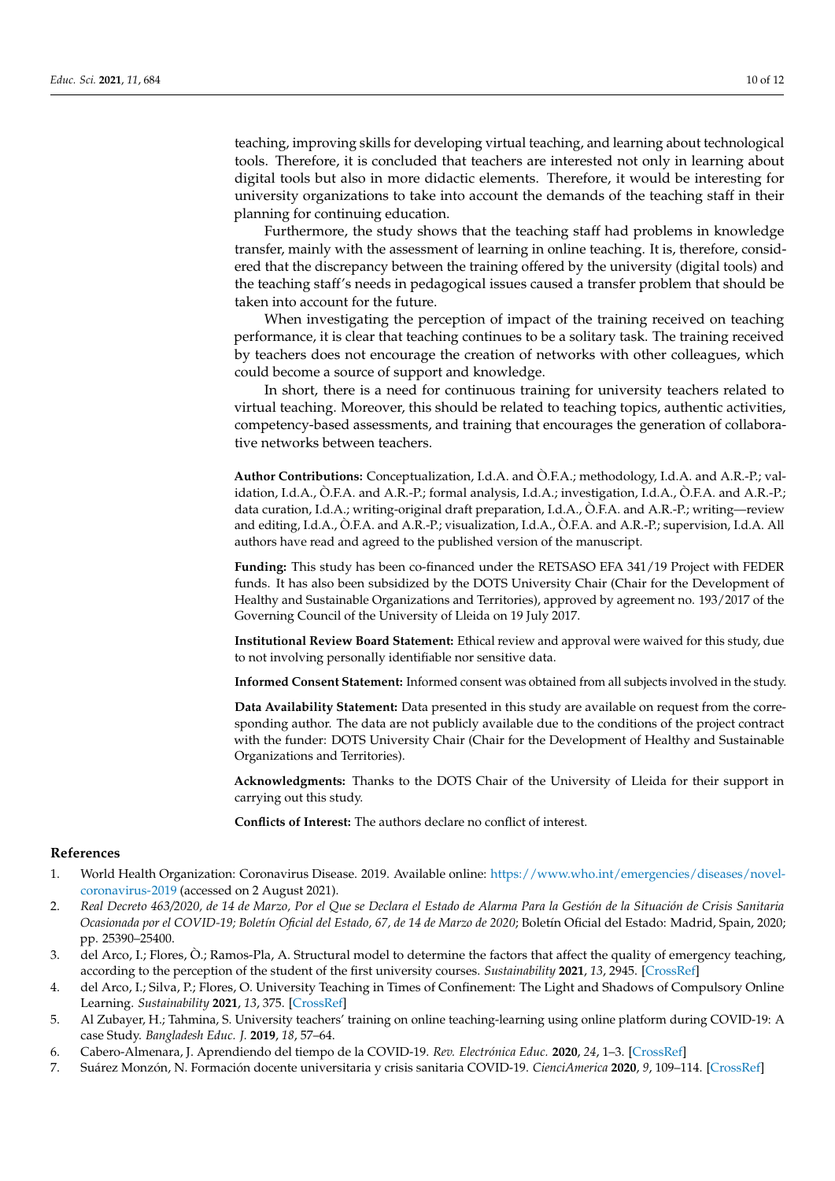teaching, improving skills for developing virtual teaching, and learning about technological tools. Therefore, it is concluded that teachers are interested not only in learning about digital tools but also in more didactic elements. Therefore, it would be interesting for university organizations to take into account the demands of the teaching staff in their planning for continuing education.

Furthermore, the study shows that the teaching staff had problems in knowledge transfer, mainly with the assessment of learning in online teaching. It is, therefore, considered that the discrepancy between the training offered by the university (digital tools) and the teaching staff's needs in pedagogical issues caused a transfer problem that should be taken into account for the future.

When investigating the perception of impact of the training received on teaching performance, it is clear that teaching continues to be a solitary task. The training received by teachers does not encourage the creation of networks with other colleagues, which could become a source of support and knowledge.

In short, there is a need for continuous training for university teachers related to virtual teaching. Moreover, this should be related to teaching topics, authentic activities, competency-based assessments, and training that encourages the generation of collaborative networks between teachers.

**Author Contributions:** Conceptualization, I.d.A. and Ò.F.A.; methodology, I.d.A. and A.R.-P.; validation, I.d.A., Ò.F.A. and A.R.-P.; formal analysis, I.d.A.; investigation, I.d.A., Ò.F.A. and A.R.-P.; data curation, I.d.A.; writing-original draft preparation, I.d.A., Ò.F.A. and A.R.-P.; writing—review and editing, I.d.A., Ò.F.A. and A.R.-P.; visualization, I.d.A., Ò.F.A. and A.R.-P.; supervision, I.d.A. All authors have read and agreed to the published version of the manuscript.

**Funding:** This study has been co-financed under the RETSASO EFA 341/19 Project with FEDER funds. It has also been subsidized by the DOTS University Chair (Chair for the Development of Healthy and Sustainable Organizations and Territories), approved by agreement no. 193/2017 of the Governing Council of the University of Lleida on 19 July 2017.

**Institutional Review Board Statement:** Ethical review and approval were waived for this study, due to not involving personally identifiable nor sensitive data.

**Informed Consent Statement:** Informed consent was obtained from all subjects involved in the study.

**Data Availability Statement:** Data presented in this study are available on request from the corresponding author. The data are not publicly available due to the conditions of the project contract with the funder: DOTS University Chair (Chair for the Development of Healthy and Sustainable Organizations and Territories).

**Acknowledgments:** Thanks to the DOTS Chair of the University of Lleida for their support in carrying out this study.

**Conflicts of Interest:** The authors declare no conflict of interest.

## References

1. World Health Organization: Coronavirus Disease. 2019. Available online: https://www.who.int/emergencies/diseases/novel-coronavirus-2019 (accessed on 2 August 2021).
2. *Real Decreto 463/2020, de 14 de Marzo, Por el Que se Declara el Estado de Alarma Para la Gestión de la Situación de Crisis Sanitaria Ocasionada por el COVID-19; Boletín Oficial del Estado, 67, de 14 de Marzo de 2020*; Boletín Oficial del Estado: Madrid, Spain, 2020; pp. 25390–25400.
3. del Arco, I.; Flores, Ò.; Ramos-Pla, A. Structural model to determine the factors that affect the quality of emergency teaching, according to the perception of the student of the first university courses. *Sustainability* **2021**, *13*, 2945. [CrossRef]
4. del Arco, I.; Silva, P.; Flores, O. University Teaching in Times of Confinement: The Light and Shadows of Compulsory Online Learning. *Sustainability* **2021**, *13*, 375. [CrossRef]
5. Al Zubayer, H.; Tahmina, S. University teachers' training on online teaching-learning using online platform during COVID-19: A case Study. *Bangladesh Educ. J.* **2019**, *18*, 57–64.
6. Cabero-Almenara, J. Aprendiendo del tiempo de la COVID-19. *Rev. Electrónica Educ.* **2020**, *24*, 1–3. [CrossRef]
7. Suárez Monzón, N. Formación docente universitaria y crisis sanitaria COVID-19. *CienciAmerica* **2020**, *9*, 109–114. [CrossRef]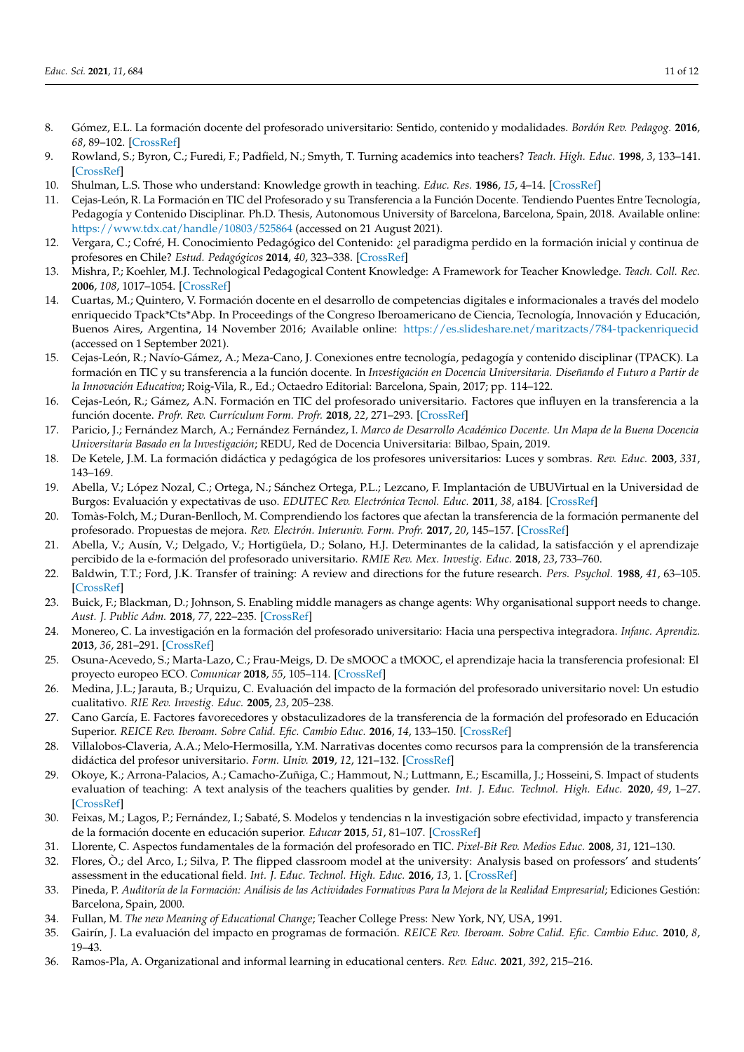8. Gómez, E.L. La formación docente del profesorado universitario: Sentido, contenido y modalidades. *Bordón Rev. Pedagog.* **2016**, *68*, 89–102. [CrossRef]
9. Rowland, S.; Byron, C.; Furedi, F.; Padfield, N.; Smyth, T. Turning academics into teachers? *Teach. High. Educ.* **1998**, *3*, 133–141. [CrossRef]
10. Shulman, L.S. Those who understand: Knowledge growth in teaching. *Educ. Res.* **1986**, *15*, 4–14. [CrossRef]
11. Cejas-León, R. La Formación en TIC del Profesorado y su Transferencia a la Función Docente. Tendiendo Puentes Entre Tecnología, Pedagogía y Contenido Disciplinar. Ph.D. Thesis, Autonomous University of Barcelona, Barcelona, Spain, 2018. Available online: https://www.tdx.cat/handle/10803/525864 (accessed on 21 August 2021).
12. Vergara, C.; Cofré, H. Conocimiento Pedagógico del Contenido: ¿el paradigma perdido en la formación inicial y continua de profesores en Chile? *Estud. Pedagógicos* **2014**, *40*, 323–338. [CrossRef]
13. Mishra, P.; Koehler, M.J. Technological Pedagogical Content Knowledge: A Framework for Teacher Knowledge. *Teach. Coll. Rec.* **2006**, *108*, 1017–1054. [CrossRef]
14. Cuartas, M.; Quintero, V. Formación docente en el desarrollo de competencias digitales e informacionales a través del modelo enriquecido Tpack*Cts*Abp. In Proceedings of the Congreso Iberoamericano de Ciencia, Tecnología, Innovación y Educación, Buenos Aires, Argentina, 14 November 2016; Available online: https://es.slideshare.net/maritzacts/784-tpackenriquecid (accessed on 1 September 2021).
15. Cejas-León, R.; Navío-Gámez, A.; Meza-Cano, J. Conexiones entre tecnología, pedagogía y contenido disciplinar (TPACK). La formación en TIC y su transferencia a la función docente. In *Investigación en Docencia Universitaria. Diseñando el Futuro a Partir de la Innovación Educativa*; Roig-Vila, R., Ed.; Octaedro Editorial: Barcelona, Spain, 2017; pp. 114–122.
16. Cejas-León, R.; Gámez, A.N. Formación en TIC del profesorado universitario. Factores que influyen en la transferencia a la función docente. *Profr. Rev. Currículum Form. Profr.* **2018**, *22*, 271–293. [CrossRef]
17. Paricio, J.; Fernández March, A.; Fernández Fernández, I. *Marco de Desarrollo Académico Docente. Un Mapa de la Buena Docencia Universitaria Basado en la Investigación*; REDU, Red de Docencia Universitaria: Bilbao, Spain, 2019.
18. De Ketele, J.M. La formación didáctica y pedagógica de los profesores universitarios: Luces y sombras. *Rev. Educ.* **2003**, *331*, 143–169.
19. Abella, V.; López Nozal, C.; Ortega, N.; Sánchez Ortega, P.L.; Lezcano, F. Implantación de UBUVirtual en la Universidad de Burgos: Evaluación y expectativas de uso. *EDUTEC Rev. Electrónica Tecnol. Educ.* **2011**, *38*, a184. [CrossRef]
20. Tomàs-Folch, M.; Duran-Benlloch, M. Comprendiendo los factores que afectan la transferencia de la formación permanente del profesorado. Propuestas de mejora. *Rev. Electrón. Interuniv. Form. Profr.* **2017**, *20*, 145–157. [CrossRef]
21. Abella, V.; Ausín, V.; Delgado, V.; Hortigüela, D.; Solano, H.J. Determinantes de la calidad, la satisfacción y el aprendizaje percibido de la e-formación del profesorado universitario. *RMIE Rev. Mex. Investig. Educ.* **2018**, *23*, 733–760.
22. Baldwin, T.T.; Ford, J.K. Transfer of training: A review and directions for the future research. *Pers. Psychol.* **1988**, *41*, 63–105. [CrossRef]
23. Buick, F.; Blackman, D.; Johnson, S. Enabling middle managers as change agents: Why organisational support needs to change. *Aust. J. Public Adm.* **2018**, *77*, 222–235. [CrossRef]
24. Monereo, C. La investigación en la formación del profesorado universitario: Hacia una perspectiva integradora. *Infanc. Aprendiz.* **2013**, *36*, 281–291. [CrossRef]
25. Osuna-Acevedo, S.; Marta-Lazo, C.; Frau-Meigs, D. De sMOOC a tMOOC, el aprendizaje hacia la transferencia profesional: El proyecto europeo ECO. *Comunicar* **2018**, *55*, 105–114. [CrossRef]
26. Medina, J.L.; Jarauta, B.; Urquizu, C. Evaluación del impacto de la formación del profesorado universitario novel: Un estudio cualitativo. *RIE Rev. Investig. Educ.* **2005**, *23*, 205–238.
27. Cano García, E. Factores favorecedores y obstaculizadores de la transferencia de la formación del profesorado en Educación Superior. *REICE Rev. Iberoam. Sobre Calid. Efic. Cambio Educ.* **2016**, *14*, 133–150. [CrossRef]
28. Villalobos-Claveria, A.A.; Melo-Hermosilla, Y.M. Narrativas docentes como recursos para la comprensión de la transferencia didáctica del profesor universitario. *Form. Univ.* **2019**, *12*, 121–132. [CrossRef]
29. Okoye, K.; Arrona-Palacios, A.; Camacho-Zuñiga, C.; Hammout, N.; Luttmann, E.; Escamilla, J.; Hosseini, S. Impact of students evaluation of teaching: A text analysis of the teachers qualities by gender. *Int. J. Educ. Technol. High. Educ.* **2020**, *49*, 1–27. [CrossRef]
30. Feixas, M.; Lagos, P.; Fernández, I.; Sabaté, S. Modelos y tendencias n la investigación sobre efectividad, impacto y transferencia de la formación docente en educación superior. *Educar* **2015**, *51*, 81–107. [CrossRef]
31. Llorente, C. Aspectos fundamentales de la formación del profesorado en TIC. *Pixel-Bit Rev. Medios Educ.* **2008**, *31*, 121–130.
32. Flores, Ò.; del Arco, I.; Silva, P. The flipped classroom model at the university: Analysis based on professors' and students' assessment in the educational field. *Int. J. Educ. Technol. High. Educ.* **2016**, *13*, 1. [CrossRef]
33. Pineda, P. *Auditoría de la Formación: Análisis de las Actividades Formativas Para la Mejora de la Realidad Empresarial*; Ediciones Gestión: Barcelona, Spain, 2000.
34. Fullan, M. *The new Meaning of Educational Change*; Teacher College Press: New York, NY, USA, 1991.
35. Gairín, J. La evaluación del impacto en programas de formación. *REICE Rev. Iberoam. Sobre Calid. Efic. Cambio Educ.* **2010**, *8*, 19–43.
36. Ramos-Pla, A. Organizational and informal learning in educational centers. *Rev. Educ.* **2021**, *392*, 215–216.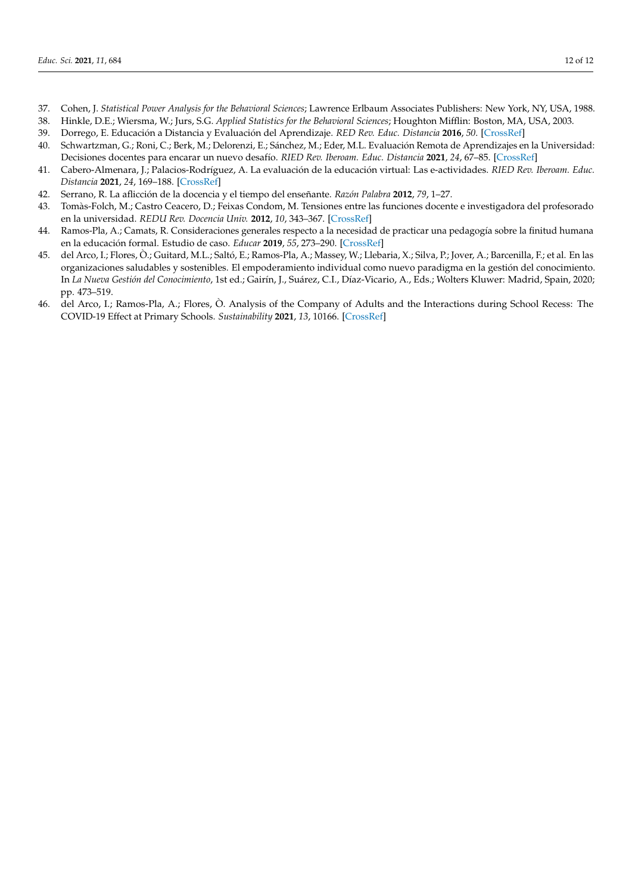37. Cohen, J. *Statistical Power Analysis for the Behavioral Sciences*; Lawrence Erlbaum Associates Publishers: New York, NY, USA, 1988.
38. Hinkle, D.E.; Wiersma, W.; Jurs, S.G. *Applied Statistics for the Behavioral Sciences*; Houghton Mifflin: Boston, MA, USA, 2003.
39. Dorrego, E. Educación a Distancia y Evaluación del Aprendizaje. *RED Rev. Educ. Distancia* **2016**, *50*. [CrossRef]
40. Schwartzman, G.; Roni, C.; Berk, M.; Delorenzi, E.; Sánchez, M.; Eder, M.L. Evaluación Remota de Aprendizajes en la Universidad: Decisiones docentes para encarar un nuevo desafío. *RIED Rev. Iberoam. Educ. Distancia* **2021**, *24*, 67–85. [CrossRef]
41. Cabero-Almenara, J.; Palacios-Rodríguez, A. La evaluación de la educación virtual: Las e-actividades. *RIED Rev. Iberoam. Educ. Distancia* **2021**, *24*, 169–188. [CrossRef]
42. Serrano, R. La aflicción de la docencia y el tiempo del enseñante. *Razón Palabra* **2012**, *79*, 1–27.
43. Tomàs-Folch, M.; Castro Ceacero, D.; Feixas Condom, M. Tensiones entre las funciones docente e investigadora del profesorado en la universidad. *REDU Rev. Docencia Univ.* **2012**, *10*, 343–367. [CrossRef]
44. Ramos-Pla, A.; Camats, R. Consideraciones generales respecto a la necesidad de practicar una pedagogía sobre la finitud humana en la educación formal. Estudio de caso. *Educar* **2019**, *55*, 273–290. [CrossRef]
45. del Arco, I.; Flores, Ò.; Guitard, M.L.; Saltó, E.; Ramos-Pla, A.; Massey, W.; Llebaria, X.; Silva, P.; Jover, A.; Barcenilla, F.; et al. En las organizaciones saludables y sostenibles. El empoderamiento individual como nuevo paradigma en la gestión del conocimiento. In *La Nueva Gestión del Conocimiento*, 1st ed.; Gairín, J., Suárez, C.I., Díaz-Vicario, A., Eds.; Wolters Kluwer: Madrid, Spain, 2020; pp. 473–519.
46. del Arco, I.; Ramos-Pla, A.; Flores, Ò. Analysis of the Company of Adults and the Interactions during School Recess: The COVID-19 Effect at Primary Schools. *Sustainability* **2021**, *13*, 10166. [CrossRef]